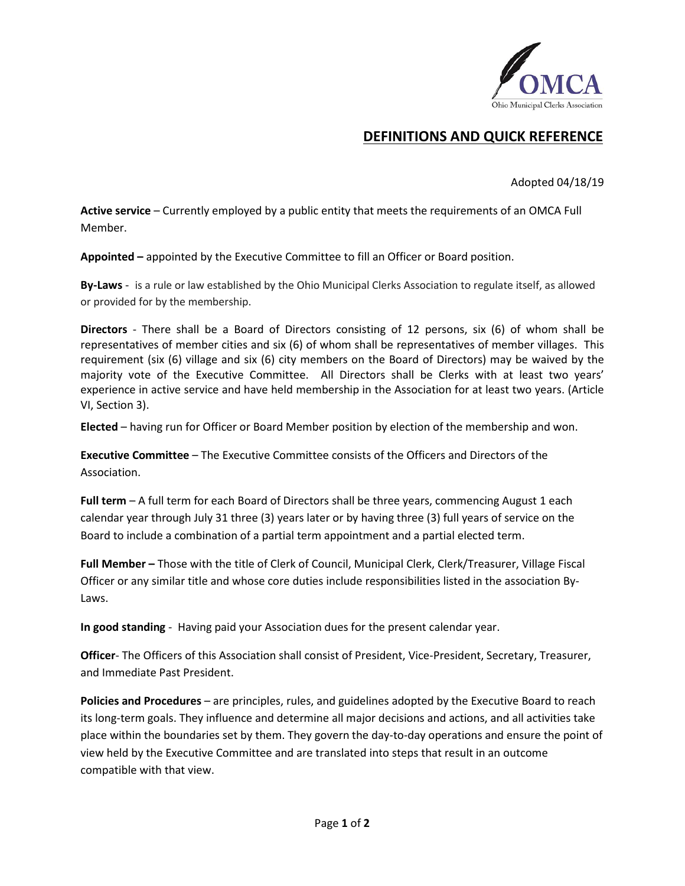## DEFINITIONS AND QUICK REFERENCE

Adopted 04/18/19

**Active service** – Currently employed by a public entity that meets the requirements of an OMCA Full Member.

**Appointed –** appointed by the Executive Committee to fill an Officer or Board position.

**By-Laws** - is a rule or law established by the Ohio Municipal Clerks Association to regulate itself, as allowed or provided for by the membership.

**Directors** - There shall be a Board of Directors consisting of 12 persons, six (6) of whom shall be representatives of member cities and six (6) of whom shall be representatives of member villages. This requirement (six (6) village and six (6) city members on the Board of Directors) may be waived by the majority vote of the Executive Committee. All Directors shall be Clerks with at least two years' experience in active service and have held membership in the Association for at least two years. (Article VI, Section 3).

**Elected** – having run for Officer or Board Member position by election of the membership and won.

**Executive Committee** – The Executive Committee consists of the Officers and Directors of the Association.

**Full term** – A full term for each Board of Directors shall be three years, commencing August 1 each calendar year through July 31 three (3) years later or by having three (3) full years of service on the Board to include a combination of a partial term appointment and a partial elected term.

**Full Member –** Those with the title of Clerk of Council, Municipal Clerk, Clerk/Treasurer, Village Fiscal Officer or any similar title and whose core duties include responsibilities listed in the association By-Laws.

**In good standing** - Having paid your Association dues for the present calendar year.

**Officer**- The Officers of this Association shall consist of President, Vice-President, Secretary, Treasurer, and Immediate Past President.

**Policies and Procedures** – are principles, rules, and guidelines adopted by the Executive Board to reach its long-term goals. They influence and determine all major decisions and actions, and all activities take place within the boundaries set by them. They govern the day-to-day operations and ensure the point of view held by the Executive Committee and are translated into steps that result in an outcome compatible with that view.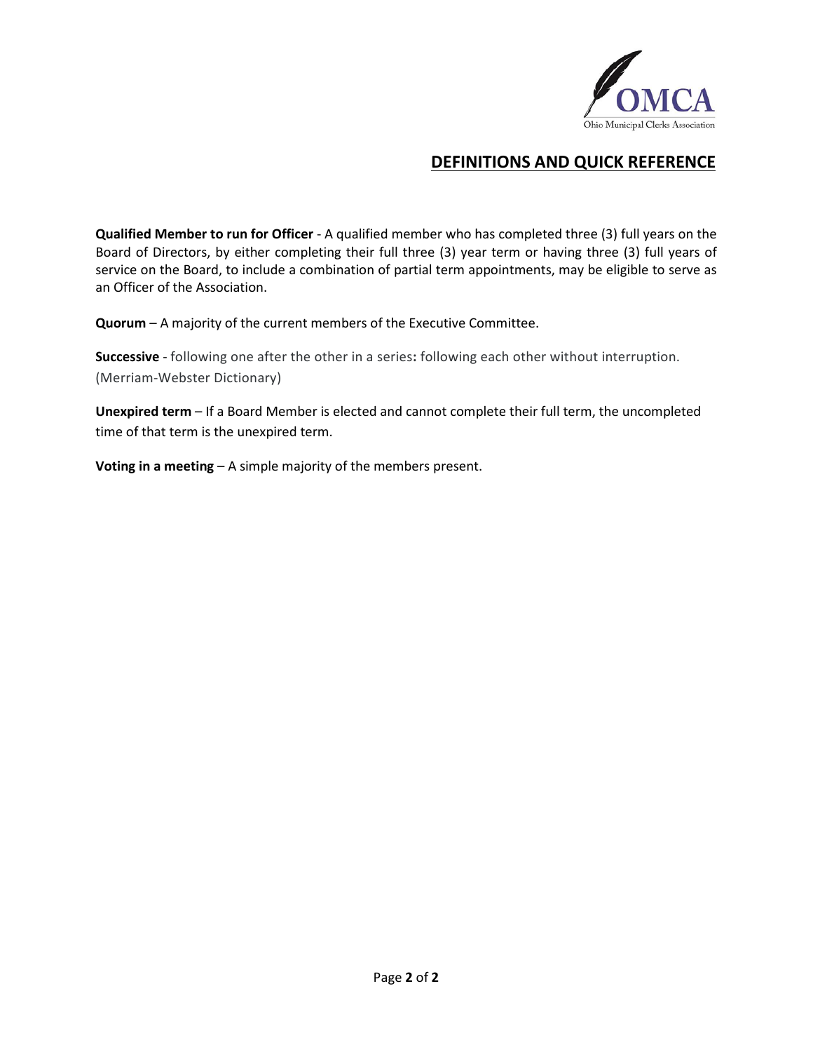## DEFINITIONS AND QUICK REFERENCE

**Qualified Member to run for Officer** - A qualified member who has completed three (3) full years on the Board of Directors, by either completing their full three (3) year term or having three (3) full years of service on the Board, to include a combination of partial term appointments, may be eligible to serve as an Officer of the Association.

**Quorum** – A majority of the current members of the Executive Committee.

**Successive** - following one after the other in a series**:** following each other without interruption. (Merriam-Webster Dictionary)

**Unexpired term** – If a Board Member is elected and cannot complete their full term, the uncompleted time of that term is the unexpired term.

**Voting in a meeting** – A simple majority of the members present.